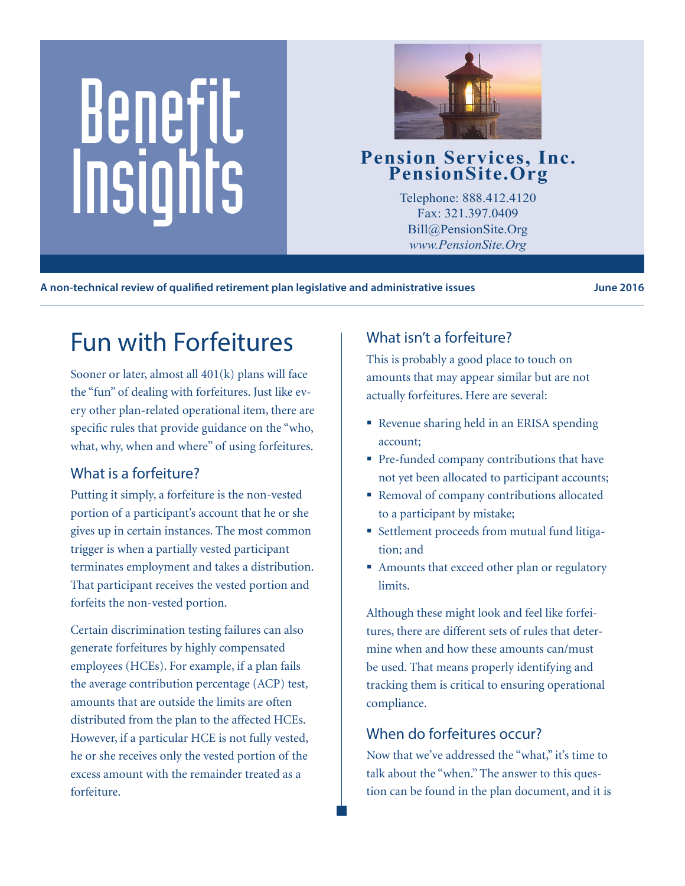# Benefit Insights

**Pension Services, Inc.**
**PensionSite.Org**

Telephone: 888.412.4120
Fax: 321.397.0409
Bill@PensionSite.Org
*www.PensionSite.Org*

**A non-technical review of qualified retirement plan legislative and administrative issues** **June 2016**

# Fun with Forfeitures

Sooner or later, almost all 401(k) plans will face the "fun" of dealing with forfeitures. Just like every other plan-related operational item, there are specific rules that provide guidance on the "who, what, why, when and where" of using forfeitures.

## What is a forfeiture?

Putting it simply, a forfeiture is the non-vested portion of a participant's account that he or she gives up in certain instances. The most common trigger is when a partially vested participant terminates employment and takes a distribution. That participant receives the vested portion and forfeits the non-vested portion.

Certain discrimination testing failures can also generate forfeitures by highly compensated employees (HCEs). For example, if a plan fails the average contribution percentage (ACP) test, amounts that are outside the limits are often distributed from the plan to the affected HCEs. However, if a particular HCE is not fully vested, he or she receives only the vested portion of the excess amount with the remainder treated as a forfeiture.

## What isn't a forfeiture?

This is probably a good place to touch on amounts that may appear similar but are not actually forfeitures. Here are several:

- Revenue sharing held in an ERISA spending account;
- Pre-funded company contributions that have not yet been allocated to participant accounts;
- Removal of company contributions allocated to a participant by mistake;
- Settlement proceeds from mutual fund litigation; and
- Amounts that exceed other plan or regulatory limits.

Although these might look and feel like forfeitures, there are different sets of rules that determine when and how these amounts can/must be used. That means properly identifying and tracking them is critical to ensuring operational compliance.

## When do forfeitures occur?

Now that we've addressed the "what," it's time to talk about the "when." The answer to this question can be found in the plan document, and it is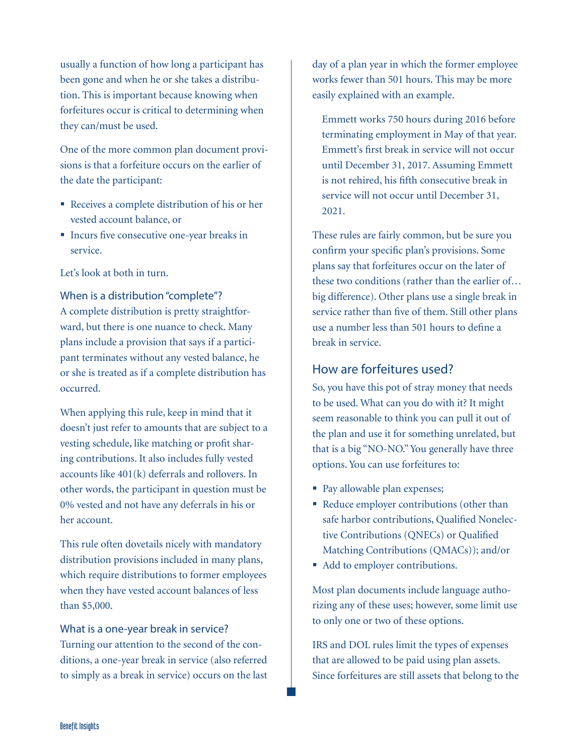usually a function of how long a participant has been gone and when he or she takes a distribution. This is important because knowing when forfeitures occur is critical to determining when they can/must be used.

One of the more common plan document provisions is that a forfeiture occurs on the earlier of the date the participant:

- Receives a complete distribution of his or her vested account balance, or
- Incurs five consecutive one-year breaks in service.

Let's look at both in turn.

### When is a distribution "complete"?

A complete distribution is pretty straightforward, but there is one nuance to check. Many plans include a provision that says if a participant terminates without any vested balance, he or she is treated as if a complete distribution has occurred.

When applying this rule, keep in mind that it doesn't just refer to amounts that are subject to a vesting schedule, like matching or profit sharing contributions. It also includes fully vested accounts like 401(k) deferrals and rollovers. In other words, the participant in question must be 0% vested and not have any deferrals in his or her account.

This rule often dovetails nicely with mandatory distribution provisions included in many plans, which require distributions to former employees when they have vested account balances of less than $5,000.

### What is a one-year break in service?

Turning our attention to the second of the conditions, a one-year break in service (also referred to simply as a break in service) occurs on the last day of a plan year in which the former employee works fewer than 501 hours. This may be more easily explained with an example.

> Emmett works 750 hours during 2016 before terminating employment in May of that year. Emmett's first break in service will not occur until December 31, 2017. Assuming Emmett is not rehired, his fifth consecutive break in service will not occur until December 31, 2021.

These rules are fairly common, but be sure you confirm your specific plan's provisions. Some plans say that forfeitures occur on the later of these two conditions (rather than the earlier of… big difference). Other plans use a single break in service rather than five of them. Still other plans use a number less than 501 hours to define a break in service.

## How are forfeitures used?

So, you have this pot of stray money that needs to be used. What can you do with it? It might seem reasonable to think you can pull it out of the plan and use it for something unrelated, but that is a big "NO-NO." You generally have three options. You can use forfeitures to:

- Pay allowable plan expenses;
- Reduce employer contributions (other than safe harbor contributions, Qualified Nonelective Contributions (QNECs) or Qualified Matching Contributions (QMACs)); and/or
- Add to employer contributions.

Most plan documents include language authorizing any of these uses; however, some limit use to only one or two of these options.

IRS and DOL rules limit the types of expenses that are allowed to be paid using plan assets. Since forfeitures are still assets that belong to the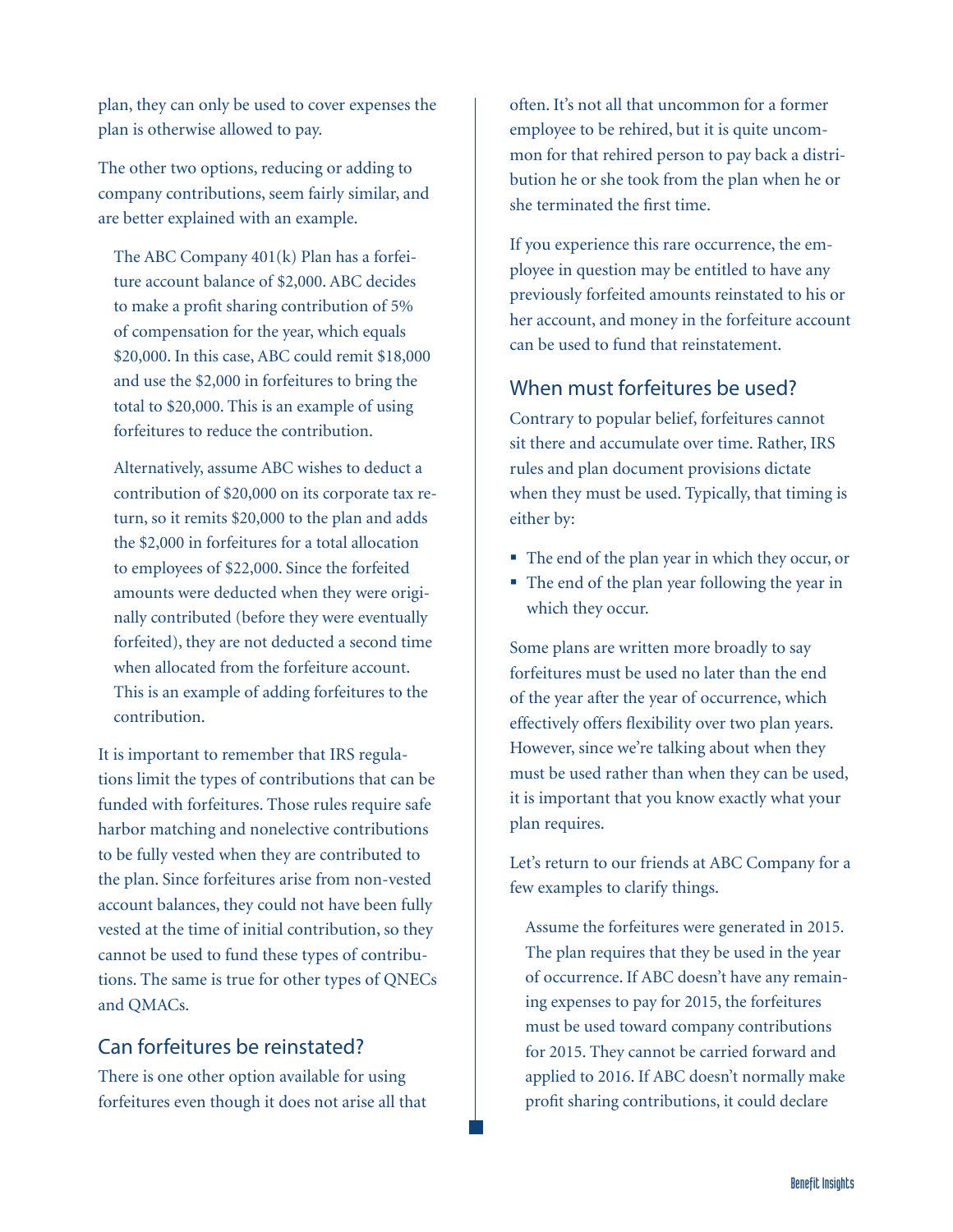plan, they can only be used to cover expenses the plan is otherwise allowed to pay.

The other two options, reducing or adding to company contributions, seem fairly similar, and are better explained with an example.

> The ABC Company 401(k) Plan has a forfeiture account balance of $2,000. ABC decides to make a profit sharing contribution of 5% of compensation for the year, which equals $20,000. In this case, ABC could remit $18,000 and use the $2,000 in forfeitures to bring the total to $20,000. This is an example of using forfeitures to reduce the contribution.
>
> Alternatively, assume ABC wishes to deduct a contribution of $20,000 on its corporate tax return, so it remits $20,000 to the plan and adds the $2,000 in forfeitures for a total allocation to employees of $22,000. Since the forfeited amounts were deducted when they were originally contributed (before they were eventually forfeited), they are not deducted a second time when allocated from the forfeiture account. This is an example of adding forfeitures to the contribution.

It is important to remember that IRS regulations limit the types of contributions that can be funded with forfeitures. Those rules require safe harbor matching and nonelective contributions to be fully vested when they are contributed to the plan. Since forfeitures arise from non-vested account balances, they could not have been fully vested at the time of initial contribution, so they cannot be used to fund these types of contributions. The same is true for other types of QNECs and QMACs.

## Can forfeitures be reinstated?

There is one other option available for using forfeitures even though it does not arise all that often. It's not all that uncommon for a former employee to be rehired, but it is quite uncommon for that rehired person to pay back a distribution he or she took from the plan when he or she terminated the first time.

If you experience this rare occurrence, the employee in question may be entitled to have any previously forfeited amounts reinstated to his or her account, and money in the forfeiture account can be used to fund that reinstatement.

## When must forfeitures be used?

Contrary to popular belief, forfeitures cannot sit there and accumulate over time. Rather, IRS rules and plan document provisions dictate when they must be used. Typically, that timing is either by:

- The end of the plan year in which they occur, or
- The end of the plan year following the year in which they occur.

Some plans are written more broadly to say forfeitures must be used no later than the end of the year after the year of occurrence, which effectively offers flexibility over two plan years. However, since we're talking about when they must be used rather than when they can be used, it is important that you know exactly what your plan requires.

Let's return to our friends at ABC Company for a few examples to clarify things.

> Assume the forfeitures were generated in 2015. The plan requires that they be used in the year of occurrence. If ABC doesn't have any remaining expenses to pay for 2015, the forfeitures must be used toward company contributions for 2015. They cannot be carried forward and applied to 2016. If ABC doesn't normally make profit sharing contributions, it could declare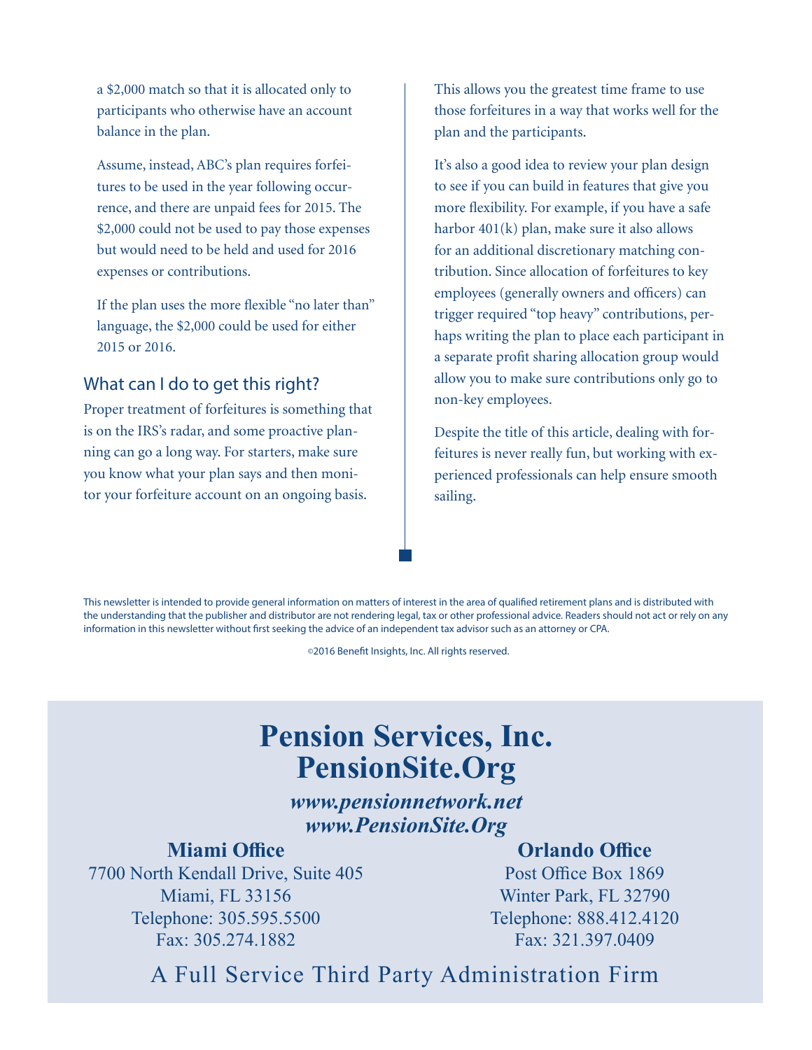a $2,000 match so that it is allocated only to participants who otherwise have an account balance in the plan.

Assume, instead, ABC's plan requires forfeitures to be used in the year following occurrence, and there are unpaid fees for 2015. The $2,000 could not be used to pay those expenses but would need to be held and used for 2016 expenses or contributions.

If the plan uses the more flexible "no later than" language, the $2,000 could be used for either 2015 or 2016.

## What can I do to get this right?

Proper treatment of forfeitures is something that is on the IRS's radar, and some proactive planning can go a long way. For starters, make sure you know what your plan says and then monitor your forfeiture account on an ongoing basis. This allows you the greatest time frame to use those forfeitures in a way that works well for the plan and the participants.

It's also a good idea to review your plan design to see if you can build in features that give you more flexibility. For example, if you have a safe harbor 401(k) plan, make sure it also allows for an additional discretionary matching contribution. Since allocation of forfeitures to key employees (generally owners and officers) can trigger required "top heavy" contributions, perhaps writing the plan to place each participant in a separate profit sharing allocation group would allow you to make sure contributions only go to non-key employees.

Despite the title of this article, dealing with forfeitures is never really fun, but working with experienced professionals can help ensure smooth sailing.

This newsletter is intended to provide general information on matters of interest in the area of qualified retirement plans and is distributed with the understanding that the publisher and distributor are not rendering legal, tax or other professional advice. Readers should not act or rely on any information in this newsletter without first seeking the advice of an independent tax advisor such as an attorney or CPA.

©2016 Benefit Insights, Inc. All rights reserved.

# Pension Services, Inc.
# PensionSite.Org

***www.pensionnetwork.net***
***www.PensionSite.Org***

**Miami Office**
7700 North Kendall Drive, Suite 405
Miami, FL 33156
Telephone: 305.595.5500
Fax: 305.274.1882

**Orlando Office**
Post Office Box 1869
Winter Park, FL 32790
Telephone: 888.412.4120
Fax: 321.397.0409

A Full Service Third Party Administration Firm